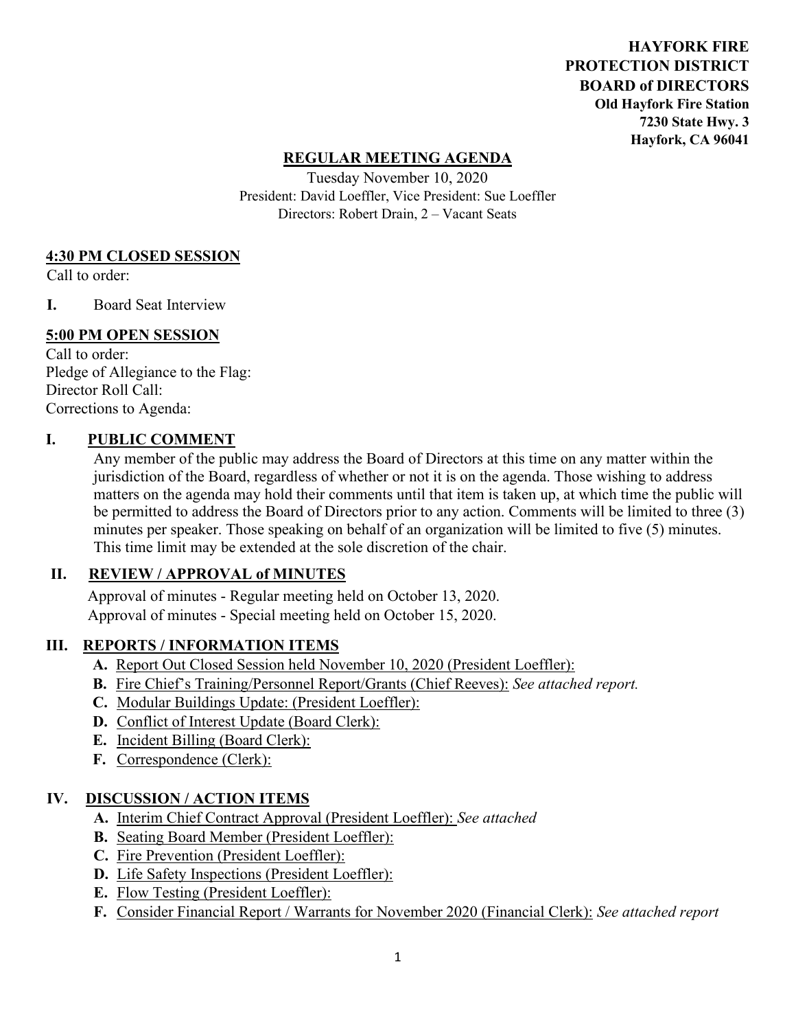**HAYFORK FIRE PROTECTION DISTRICT BOARD of DIRECTORS**
**Old Hayfork Fire Station**
**7230 State Hwy. 3**
**Hayfork, CA 96041**

# REGULAR MEETING AGENDA

Tuesday November 10, 2020
President: David Loeffler, Vice President: Sue Loeffler
Directors: Robert Drain, 2 – Vacant Seats

## 4:30 PM CLOSED SESSION

Call to order:

**I.** Board Seat Interview

## 5:00 PM OPEN SESSION

Call to order:
Pledge of Allegiance to the Flag:
Director Roll Call:
Corrections to Agenda:

## I. PUBLIC COMMENT

Any member of the public may address the Board of Directors at this time on any matter within the jurisdiction of the Board, regardless of whether or not it is on the agenda. Those wishing to address matters on the agenda may hold their comments until that item is taken up, at which time the public will be permitted to address the Board of Directors prior to any action. Comments will be limited to three (3) minutes per speaker. Those speaking on behalf of an organization will be limited to five (5) minutes. This time limit may be extended at the sole discretion of the chair.

## II. REVIEW / APPROVAL of MINUTES

Approval of minutes - Regular meeting held on October 13, 2020.
Approval of minutes - Special meeting held on October 15, 2020.

## III. REPORTS / INFORMATION ITEMS

- **A.** Report Out Closed Session held November 10, 2020 (President Loeffler):
- **B.** Fire Chief's Training/Personnel Report/Grants (Chief Reeves): *See attached report.*
- **C.** Modular Buildings Update: (President Loeffler):
- **D.** Conflict of Interest Update (Board Clerk):
- **E.** Incident Billing (Board Clerk):
- **F.** Correspondence (Clerk):

## IV. DISCUSSION / ACTION ITEMS

- **A.** Interim Chief Contract Approval (President Loeffler): *See attached*
- **B.** Seating Board Member (President Loeffler):
- **C.** Fire Prevention (President Loeffler):
- **D.** Life Safety Inspections (President Loeffler):
- **E.** Flow Testing (President Loeffler):
- **F.** Consider Financial Report / Warrants for November 2020 (Financial Clerk): *See attached report*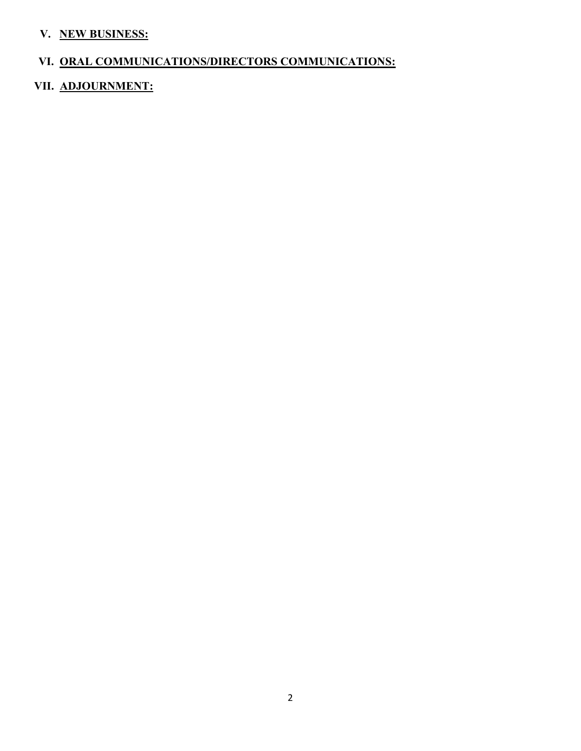## V. <u>NEW BUSINESS:</u>

## VI. <u>ORAL COMMUNICATIONS/DIRECTORS COMMUNICATIONS:</u>

## VII. <u>ADJOURNMENT:</u>